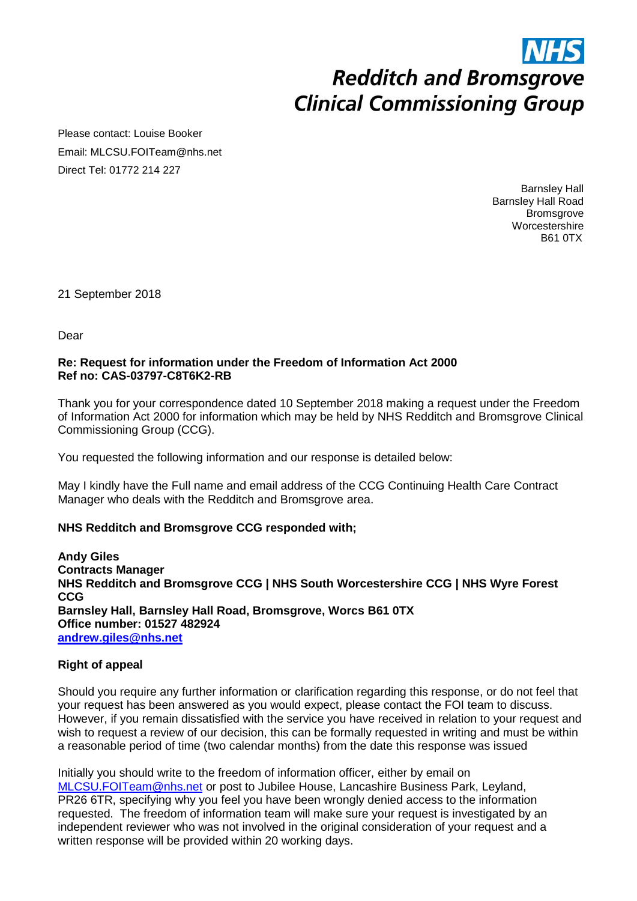**NHS**

***Redditch and Bromsgrove Clinical Commissioning Group***

Please contact: Louise Booker
Email: MLCSU.FOITeam@nhs.net
Direct Tel: 01772 214 227

Barnsley Hall
Barnsley Hall Road
Bromsgrove
Worcestershire
B61 0TX

21 September 2018

Dear

**Re: Request for information under the Freedom of Information Act 2000**
**Ref no: CAS-03797-C8T6K2-RB**

Thank you for your correspondence dated 10 September 2018 making a request under the Freedom of Information Act 2000 for information which may be held by NHS Redditch and Bromsgrove Clinical Commissioning Group (CCG).

You requested the following information and our response is detailed below:

May I kindly have the Full name and email address of the CCG Continuing Health Care Contract Manager who deals with the Redditch and Bromsgrove area.

**NHS Redditch and Bromsgrove CCG responded with;**

**Andy Giles**
**Contracts Manager**
**NHS Redditch and Bromsgrove CCG | NHS South Worcestershire CCG | NHS Wyre Forest CCG**
**Barnsley Hall, Barnsley Hall Road, Bromsgrove, Worcs B61 0TX**
**Office number: 01527 482924**
**andrew.giles@nhs.net**

**Right of appeal**

Should you require any further information or clarification regarding this response, or do not feel that your request has been answered as you would expect, please contact the FOI team to discuss. However, if you remain dissatisfied with the service you have received in relation to your request and wish to request a review of our decision, this can be formally requested in writing and must be within a reasonable period of time (two calendar months) from the date this response was issued

Initially you should write to the freedom of information officer, either by email on MLCSU.FOITeam@nhs.net or post to Jubilee House, Lancashire Business Park, Leyland, PR26 6TR, specifying why you feel you have been wrongly denied access to the information requested. The freedom of information team will make sure your request is investigated by an independent reviewer who was not involved in the original consideration of your request and a written response will be provided within 20 working days.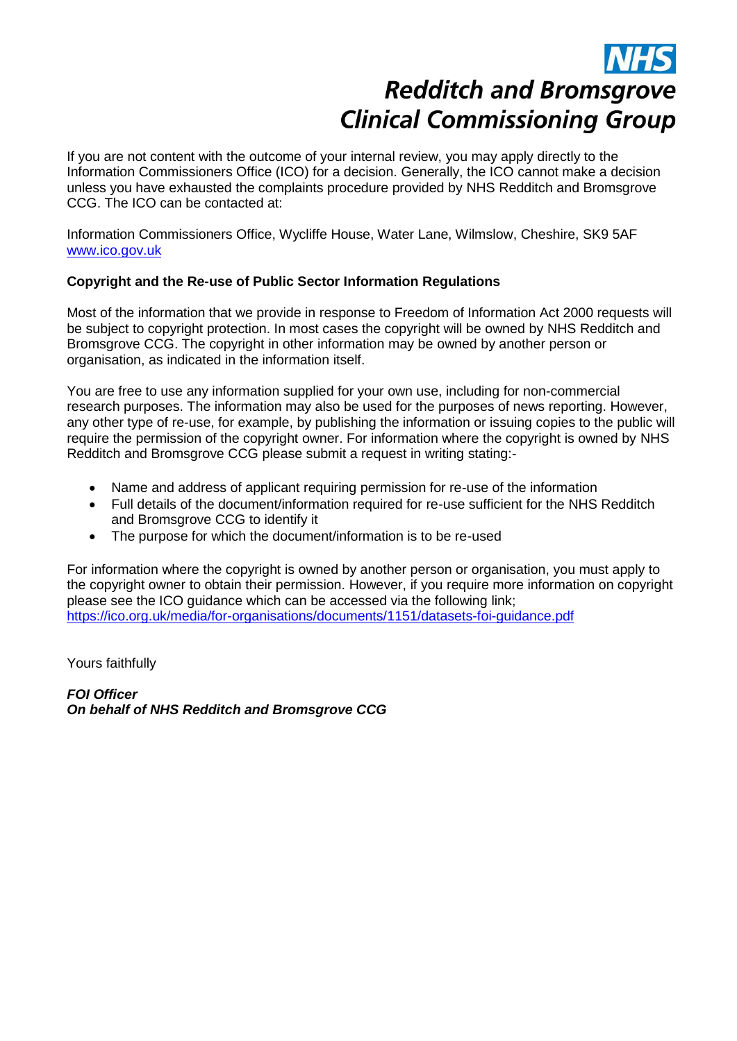**NHS**
**Redditch and Bromsgrove Clinical Commissioning Group**

If you are not content with the outcome of your internal review, you may apply directly to the Information Commissioners Office (ICO) for a decision. Generally, the ICO cannot make a decision unless you have exhausted the complaints procedure provided by NHS Redditch and Bromsgrove CCG. The ICO can be contacted at:

Information Commissioners Office, Wycliffe House, Water Lane, Wilmslow, Cheshire, SK9 5AF
[www.ico.gov.uk](http://www.ico.gov.uk)

**Copyright and the Re-use of Public Sector Information Regulations**

Most of the information that we provide in response to Freedom of Information Act 2000 requests will be subject to copyright protection. In most cases the copyright will be owned by NHS Redditch and Bromsgrove CCG. The copyright in other information may be owned by another person or organisation, as indicated in the information itself.

You are free to use any information supplied for your own use, including for non-commercial research purposes. The information may also be used for the purposes of news reporting. However, any other type of re-use, for example, by publishing the information or issuing copies to the public will require the permission of the copyright owner. For information where the copyright is owned by NHS Redditch and Bromsgrove CCG please submit a request in writing stating:-

- Name and address of applicant requiring permission for re-use of the information
- Full details of the document/information required for re-use sufficient for the NHS Redditch and Bromsgrove CCG to identify it
- The purpose for which the document/information is to be re-used

For information where the copyright is owned by another person or organisation, you must apply to the copyright owner to obtain their permission. However, if you require more information on copyright please see the ICO guidance which can be accessed via the following link;
[https://ico.org.uk/media/for-organisations/documents/1151/datasets-foi-guidance.pdf](https://ico.org.uk/media/for-organisations/documents/1151/datasets-foi-guidance.pdf)

Yours faithfully

***FOI Officer***
***On behalf of NHS Redditch and Bromsgrove CCG***